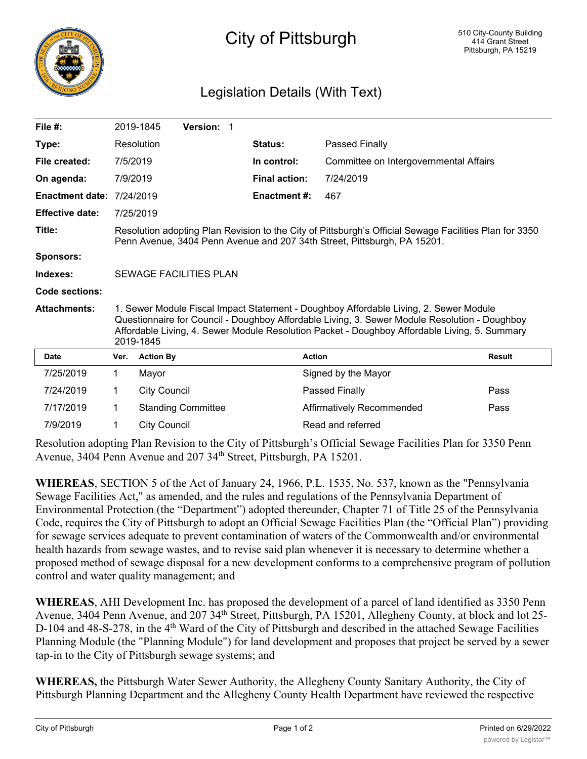# City of Pittsburgh

510 City-County Building
414 Grant Street
Pittsburgh, PA 15219

## Legislation Details (With Text)

| | | | |
|---|---|---|---|
| **File #:** | 2019-1845 **Version:** 1 | | |
| **Type:** | Resolution | **Status:** | Passed Finally |
| **File created:** | 7/5/2019 | **In control:** | Committee on Intergovernmental Affairs |
| **On agenda:** | 7/9/2019 | **Final action:** | 7/24/2019 |
| **Enactment date:** | 7/24/2019 | **Enactment #:** | 467 |
| **Effective date:** | 7/25/2019 | | |

**Title:** Resolution adopting Plan Revision to the City of Pittsburgh's Official Sewage Facilities Plan for 3350 Penn Avenue, 3404 Penn Avenue and 207 34th Street, Pittsburgh, PA 15201.

**Sponsors:**

**Indexes:** SEWAGE FACILITIES PLAN

**Code sections:**

**Attachments:** 1. Sewer Module Fiscal Impact Statement - Doughboy Affordable Living, 2. Sewer Module Questionnaire for Council - Doughboy Affordable Living, 3. Sewer Module Resolution - Doughboy Affordable Living, 4. Sewer Module Resolution Packet - Doughboy Affordable Living, 5. Summary 2019-1845

| Date | Ver. | Action By | Action | Result |
|---|---|---|---|---|
| 7/25/2019 | 1 | Mayor | Signed by the Mayor | |
| 7/24/2019 | 1 | City Council | Passed Finally | Pass |
| 7/17/2019 | 1 | Standing Committee | Affirmatively Recommended | Pass |
| 7/9/2019 | 1 | City Council | Read and referred | |

Resolution adopting Plan Revision to the City of Pittsburgh's Official Sewage Facilities Plan for 3350 Penn Avenue, 3404 Penn Avenue and 207 34th Street, Pittsburgh, PA 15201.

**WHEREAS**, SECTION 5 of the Act of January 24, 1966, P.L. 1535, No. 537, known as the "Pennsylvania Sewage Facilities Act," as amended, and the rules and regulations of the Pennsylvania Department of Environmental Protection (the "Department") adopted thereunder, Chapter 71 of Title 25 of the Pennsylvania Code, requires the City of Pittsburgh to adopt an Official Sewage Facilities Plan (the "Official Plan") providing for sewage services adequate to prevent contamination of waters of the Commonwealth and/or environmental health hazards from sewage wastes, and to revise said plan whenever it is necessary to determine whether a proposed method of sewage disposal for a new development conforms to a comprehensive program of pollution control and water quality management; and

**WHEREAS**, AHI Development Inc. has proposed the development of a parcel of land identified as 3350 Penn Avenue, 3404 Penn Avenue, and 207 34th Street, Pittsburgh, PA 15201, Allegheny County, at block and lot 25-D-104 and 48-S-278, in the 4th Ward of the City of Pittsburgh and described in the attached Sewage Facilities Planning Module (the "Planning Module") for land development and proposes that project be served by a sewer tap-in to the City of Pittsburgh sewage systems; and

**WHEREAS,** the Pittsburgh Water Sewer Authority, the Allegheny County Sanitary Authority, the City of Pittsburgh Planning Department and the Allegheny County Health Department have reviewed the respective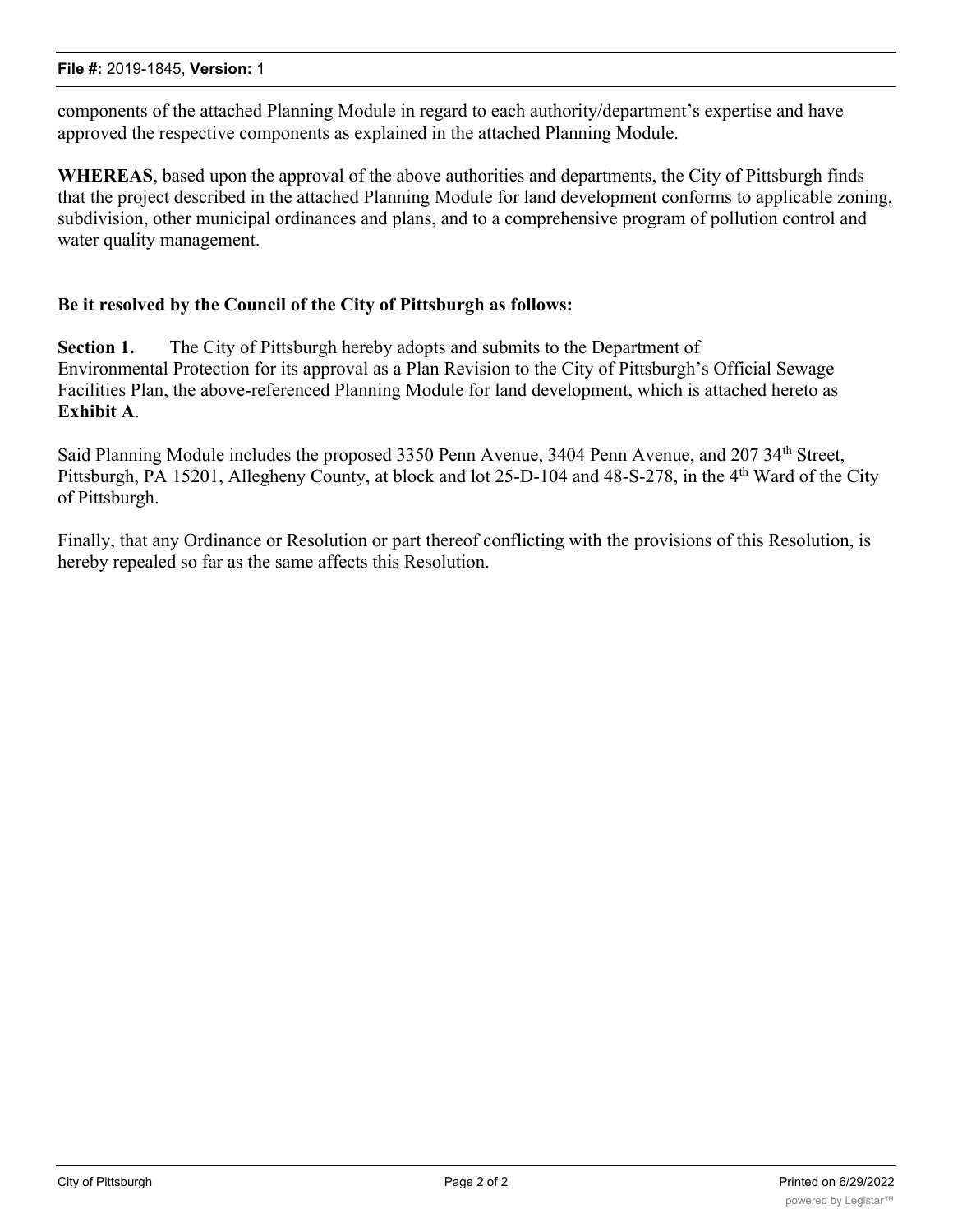components of the attached Planning Module in regard to each authority/department's expertise and have approved the respective components as explained in the attached Planning Module.

**WHEREAS**, based upon the approval of the above authorities and departments, the City of Pittsburgh finds that the project described in the attached Planning Module for land development conforms to applicable zoning, subdivision, other municipal ordinances and plans, and to a comprehensive program of pollution control and water quality management.

**Be it resolved by the Council of the City of Pittsburgh as follows:**

**Section 1.** The City of Pittsburgh hereby adopts and submits to the Department of Environmental Protection for its approval as a Plan Revision to the City of Pittsburgh's Official Sewage Facilities Plan, the above-referenced Planning Module for land development, which is attached hereto as **Exhibit A**.

Said Planning Module includes the proposed 3350 Penn Avenue, 3404 Penn Avenue, and 207 34th Street, Pittsburgh, PA 15201, Allegheny County, at block and lot 25-D-104 and 48-S-278, in the 4th Ward of the City of Pittsburgh.

Finally, that any Ordinance or Resolution or part thereof conflicting with the provisions of this Resolution, is hereby repealed so far as the same affects this Resolution.